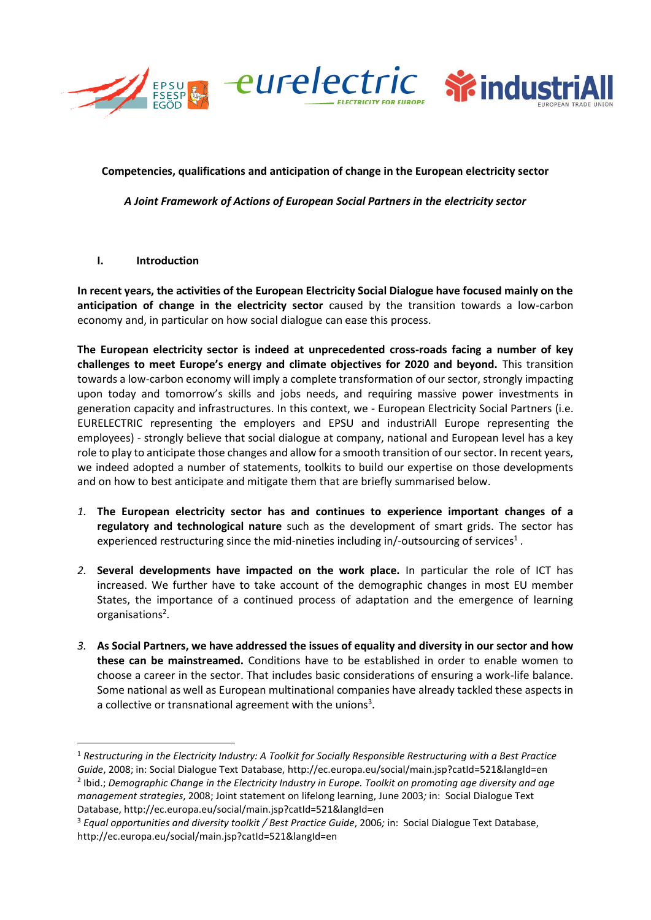**Competencies, qualifications and anticipation of change in the European electricity sector**

*A Joint Framework of Actions of European Social Partners in the electricity sector*

## I. Introduction

**In recent years, the activities of the European Electricity Social Dialogue have focused mainly on the anticipation of change in the electricity sector** caused by the transition towards a low-carbon economy and, in particular on how social dialogue can ease this process.

**The European electricity sector is indeed at unprecedented cross-roads facing a number of key challenges to meet Europe's energy and climate objectives for 2020 and beyond.** This transition towards a low-carbon economy will imply a complete transformation of our sector, strongly impacting upon today and tomorrow's skills and jobs needs, and requiring massive power investments in generation capacity and infrastructures. In this context, we - European Electricity Social Partners (i.e. EURELECTRIC representing the employers and EPSU and industriAll Europe representing the employees) - strongly believe that social dialogue at company, national and European level has a key role to play to anticipate those changes and allow for a smooth transition of our sector. In recent years, we indeed adopted a number of statements, toolkits to build our expertise on those developments and on how to best anticipate and mitigate them that are briefly summarised below.

1. **The European electricity sector has and continues to experience important changes of a regulatory and technological nature** such as the development of smart grids. The sector has experienced restructuring since the mid-nineties including in/-outsourcing of services[1].

2. **Several developments have impacted on the work place.** In particular the role of ICT has increased. We further have to take account of the demographic changes in most EU member States, the importance of a continued process of adaptation and the emergence of learning organisations[2].

3. **As Social Partners, we have addressed the issues of equality and diversity in our sector and how these can be mainstreamed.** Conditions have to be established in order to enable women to choose a career in the sector. That includes basic considerations of ensuring a work-life balance. Some national as well as European multinational companies have already tackled these aspects in a collective or transnational agreement with the unions[3].

---

[1] *Restructuring in the Electricity Industry: A Toolkit for Socially Responsible Restructuring with a Best Practice Guide*, 2008; in: Social Dialogue Text Database, http://ec.europa.eu/social/main.jsp?catId=521&langId=en

[2] Ibid.; *Demographic Change in the Electricity Industry in Europe. Toolkit on promoting age diversity and age management strategies*, 2008; Joint statement on lifelong learning, June 2003*;* in: Social Dialogue Text Database, http://ec.europa.eu/social/main.jsp?catId=521&langId=en

[3] *Equal opportunities and diversity toolkit / Best Practice Guide*, 2006*;* in: Social Dialogue Text Database, http://ec.europa.eu/social/main.jsp?catId=521&langId=en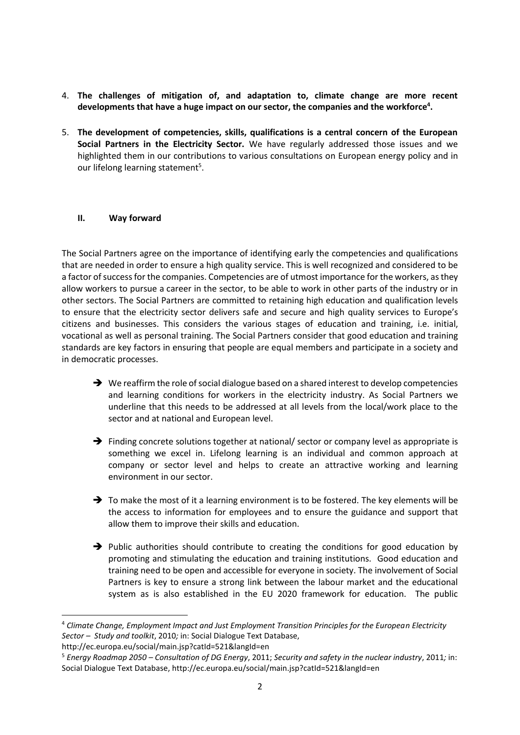4. **The challenges of mitigation of, and adaptation to, climate change are more recent developments that have a huge impact on our sector, the companies and the workforce[4].**

5. **The development of competencies, skills, qualifications is a central concern of the European Social Partners in the Electricity Sector.** We have regularly addressed those issues and we highlighted them in our contributions to various consultations on European energy policy and in our lifelong learning statement[5].

## II. Way forward

The Social Partners agree on the importance of identifying early the competencies and qualifications that are needed in order to ensure a high quality service. This is well recognized and considered to be a factor of success for the companies. Competencies are of utmost importance for the workers, as they allow workers to pursue a career in the sector, to be able to work in other parts of the industry or in other sectors. The Social Partners are committed to retaining high education and qualification levels to ensure that the electricity sector delivers safe and secure and high quality services to Europe's citizens and businesses. This considers the various stages of education and training, i.e. initial, vocational as well as personal training. The Social Partners consider that good education and training standards are key factors in ensuring that people are equal members and participate in a society and in democratic processes.

- ➔ We reaffirm the role of social dialogue based on a shared interest to develop competencies and learning conditions for workers in the electricity industry. As Social Partners we underline that this needs to be addressed at all levels from the local/work place to the sector and at national and European level.

- ➔ Finding concrete solutions together at national/ sector or company level as appropriate is something we excel in. Lifelong learning is an individual and common approach at company or sector level and helps to create an attractive working and learning environment in our sector.

- ➔ To make the most of it a learning environment is to be fostered. The key elements will be the access to information for employees and to ensure the guidance and support that allow them to improve their skills and education.

- ➔ Public authorities should contribute to creating the conditions for good education by promoting and stimulating the education and training institutions. Good education and training need to be open and accessible for everyone in society. The involvement of Social Partners is key to ensure a strong link between the labour market and the educational system as is also established in the EU 2020 framework for education. The public

---

[4] *Climate Change, Employment Impact and Just Employment Transition Principles for the European Electricity Sector – Study and toolkit*, 2010*;* in: Social Dialogue Text Database, http://ec.europa.eu/social/main.jsp?catId=521&langId=en

[5] *Energy Roadmap 2050 – Consultation of DG Energy*, 2011; *Security and safety in the nuclear industry*, 2011*;* in: Social Dialogue Text Database, http://ec.europa.eu/social/main.jsp?catId=521&langId=en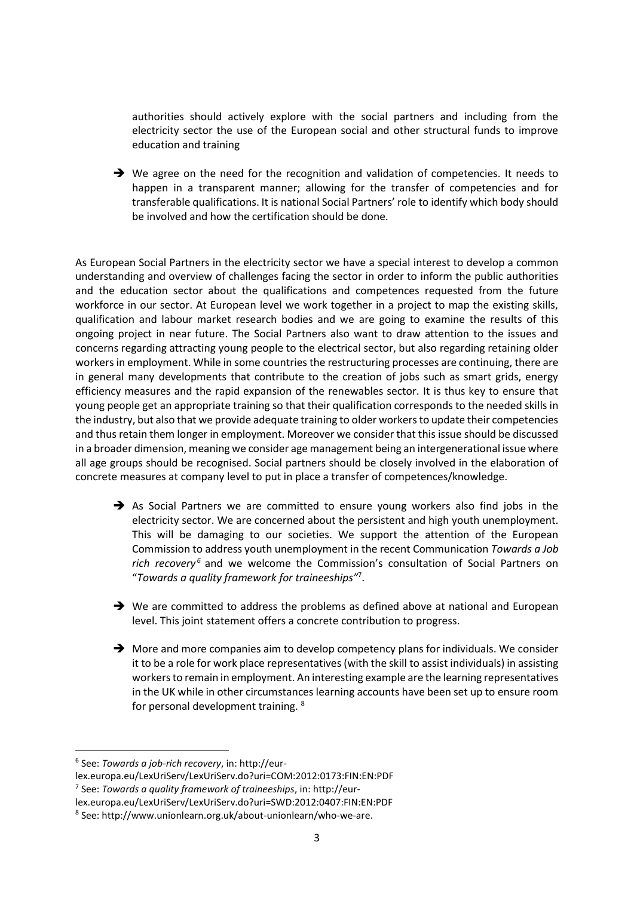authorities should actively explore with the social partners and including from the electricity sector the use of the European social and other structural funds to improve education and training

- ➔ We agree on the need for the recognition and validation of competencies. It needs to happen in a transparent manner; allowing for the transfer of competencies and for transferable qualifications. It is national Social Partners' role to identify which body should be involved and how the certification should be done.

As European Social Partners in the electricity sector we have a special interest to develop a common understanding and overview of challenges facing the sector in order to inform the public authorities and the education sector about the qualifications and competences requested from the future workforce in our sector. At European level we work together in a project to map the existing skills, qualification and labour market research bodies and we are going to examine the results of this ongoing project in near future. The Social Partners also want to draw attention to the issues and concerns regarding attracting young people to the electrical sector, but also regarding retaining older workers in employment. While in some countries the restructuring processes are continuing, there are in general many developments that contribute to the creation of jobs such as smart grids, energy efficiency measures and the rapid expansion of the renewables sector. It is thus key to ensure that young people get an appropriate training so that their qualification corresponds to the needed skills in the industry, but also that we provide adequate training to older workers to update their competencies and thus retain them longer in employment. Moreover we consider that this issue should be discussed in a broader dimension, meaning we consider age management being an intergenerational issue where all age groups should be recognised. Social partners should be closely involved in the elaboration of concrete measures at company level to put in place a transfer of competences/knowledge.

- ➔ As Social Partners we are committed to ensure young workers also find jobs in the electricity sector. We are concerned about the persistent and high youth unemployment. This will be damaging to our societies. We support the attention of the European Commission to address youth unemployment in the recent Communication *Towards a Job rich recovery*[6] and we welcome the Commission's consultation of Social Partners on "*Towards a quality framework for traineeships*"[7].

- ➔ We are committed to address the problems as defined above at national and European level. This joint statement offers a concrete contribution to progress.

- ➔ More and more companies aim to develop competency plans for individuals. We consider it to be a role for work place representatives (with the skill to assist individuals) in assisting workers to remain in employment. An interesting example are the learning representatives in the UK while in other circumstances learning accounts have been set up to ensure room for personal development training. [8]

---

[6] See: *Towards a job-rich recovery*, in: http://eur-lex.europa.eu/LexUriServ/LexUriServ.do?uri=COM:2012:0173:FIN:EN:PDF

[7] See: *Towards a quality framework of traineeships*, in: http://eur-lex.europa.eu/LexUriServ/LexUriServ.do?uri=SWD:2012:0407:FIN:EN:PDF

[8] See: http://www.unionlearn.org.uk/about-unionlearn/who-we-are.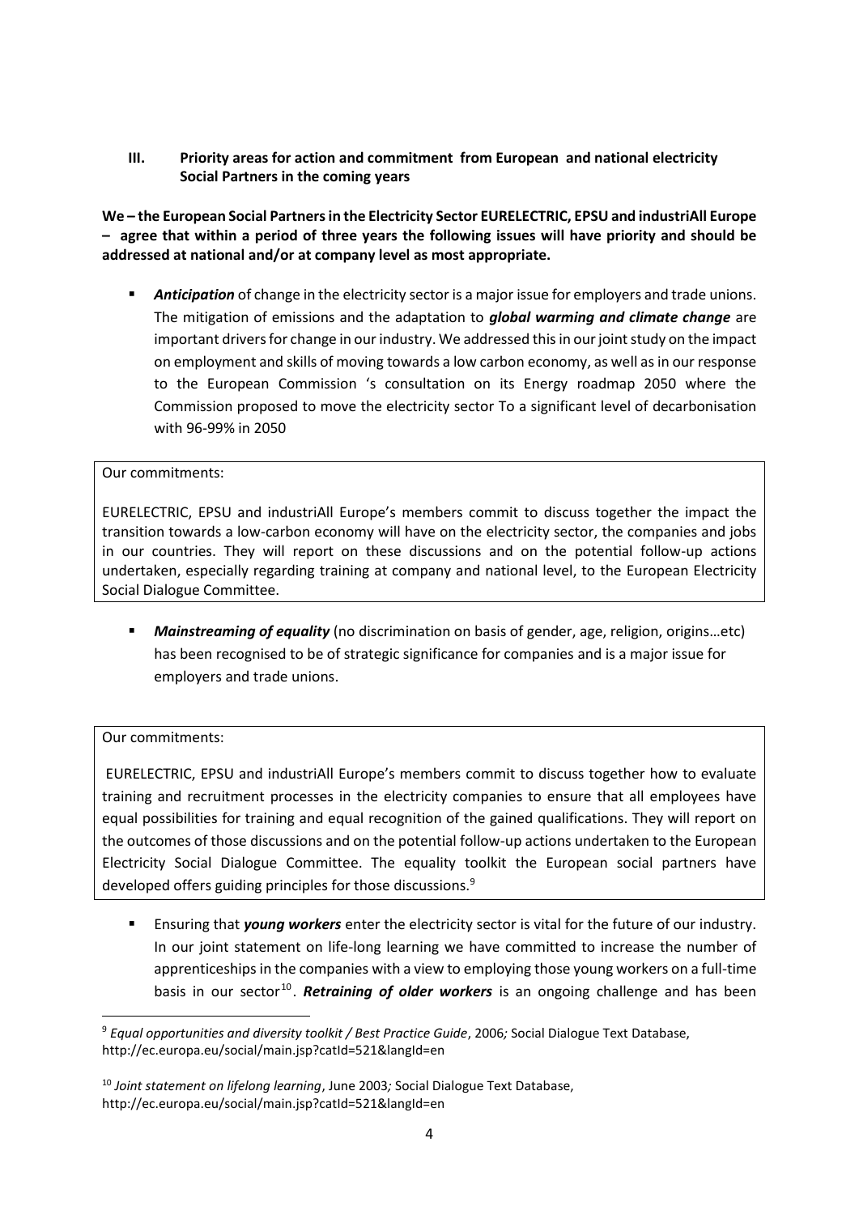### III. Priority areas for action and commitment from European and national electricity Social Partners in the coming years

**We – the European Social Partners in the Electricity Sector EURELECTRIC, EPSU and industriAll Europe – agree that within a period of three years the following issues will have priority and should be addressed at national and/or at company level as most appropriate.**

- ***Anticipation*** of change in the electricity sector is a major issue for employers and trade unions. The mitigation of emissions and the adaptation to ***global warming and climate change*** are important drivers for change in our industry. We addressed this in our joint study on the impact on employment and skills of moving towards a low carbon economy, as well as in our response to the European Commission 's consultation on its Energy roadmap 2050 where the Commission proposed to move the electricity sector To a significant level of decarbonisation with 96-99% in 2050

> Our commitments:
>
> EURELECTRIC, EPSU and industriAll Europe's members commit to discuss together the impact the transition towards a low-carbon economy will have on the electricity sector, the companies and jobs in our countries. They will report on these discussions and on the potential follow-up actions undertaken, especially regarding training at company and national level, to the European Electricity Social Dialogue Committee.

- ***Mainstreaming of equality*** (no discrimination on basis of gender, age, religion, origins…etc) has been recognised to be of strategic significance for companies and is a major issue for employers and trade unions.

> Our commitments:
>
> EURELECTRIC, EPSU and industriAll Europe's members commit to discuss together how to evaluate training and recruitment processes in the electricity companies to ensure that all employees have equal possibilities for training and equal recognition of the gained qualifications. They will report on the outcomes of those discussions and on the potential follow-up actions undertaken to the European Electricity Social Dialogue Committee. The equality toolkit the European social partners have developed offers guiding principles for those discussions.[9]

- Ensuring that ***young workers*** enter the electricity sector is vital for the future of our industry. In our joint statement on life-long learning we have committed to increase the number of apprenticeships in the companies with a view to employing those young workers on a full-time basis in our sector[10]. ***Retraining of older workers*** is an ongoing challenge and has been

---

[9] *Equal opportunities and diversity toolkit / Best Practice Guide*, 2006*;* Social Dialogue Text Database, http://ec.europa.eu/social/main.jsp?catId=521&langId=en

[10] *Joint statement on lifelong learning*, June 2003*;* Social Dialogue Text Database, http://ec.europa.eu/social/main.jsp?catId=521&langId=en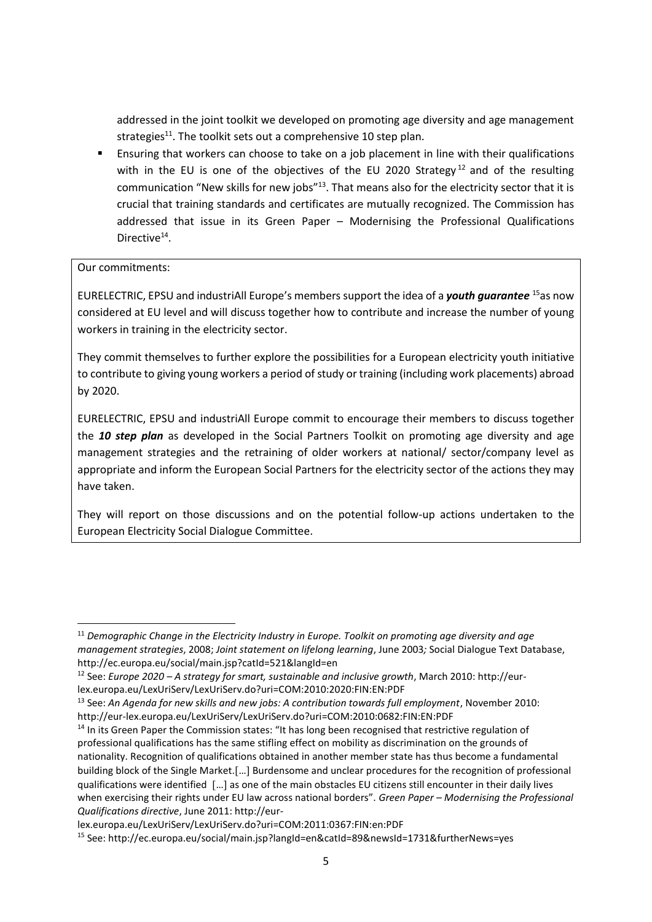addressed in the joint toolkit we developed on promoting age diversity and age management strategies[11]. The toolkit sets out a comprehensive 10 step plan.

- Ensuring that workers can choose to take on a job placement in line with their qualifications with in the EU is one of the objectives of the EU 2020 Strategy[12] and of the resulting communication "New skills for new jobs"[13]. That means also for the electricity sector that it is crucial that training standards and certificates are mutually recognized. The Commission has addressed that issue in its Green Paper – Modernising the Professional Qualifications Directive[14].

Our commitments:

EURELECTRIC, EPSU and industriAll Europe's members support the idea of a ***youth guarantee*** [15]as now considered at EU level and will discuss together how to contribute and increase the number of young workers in training in the electricity sector.

They commit themselves to further explore the possibilities for a European electricity youth initiative to contribute to giving young workers a period of study or training (including work placements) abroad by 2020.

EURELECTRIC, EPSU and industriAll Europe commit to encourage their members to discuss together the ***10 step plan*** as developed in the Social Partners Toolkit on promoting age diversity and age management strategies and the retraining of older workers at national/ sector/company level as appropriate and inform the European Social Partners for the electricity sector of the actions they may have taken.

They will report on those discussions and on the potential follow-up actions undertaken to the European Electricity Social Dialogue Committee.

---

[11] *Demographic Change in the Electricity Industry in Europe. Toolkit on promoting age diversity and age management strategies*, 2008; *Joint statement on lifelong learning*, June 2003*;* Social Dialogue Text Database, http://ec.europa.eu/social/main.jsp?catId=521&langId=en

[12] See: *Europe 2020 – A strategy for smart, sustainable and inclusive growth*, March 2010: http://eur-lex.europa.eu/LexUriServ/LexUriServ.do?uri=COM:2010:2020:FIN:EN:PDF

[13] See: *An Agenda for new skills and new jobs: A contribution towards full employment*, November 2010: http://eur-lex.europa.eu/LexUriServ/LexUriServ.do?uri=COM:2010:0682:FIN:EN:PDF

[14] In its Green Paper the Commission states: "It has long been recognised that restrictive regulation of professional qualifications has the same stifling effect on mobility as discrimination on the grounds of nationality. Recognition of qualifications obtained in another member state has thus become a fundamental building block of the Single Market.[…] Burdensome and unclear procedures for the recognition of professional qualifications were identified […] as one of the main obstacles EU citizens still encounter in their daily lives when exercising their rights under EU law across national borders". *Green Paper – Modernising the Professional Qualifications directive*, June 2011: http://eur-lex.europa.eu/LexUriServ/LexUriServ.do?uri=COM:2011:0367:FIN:en:PDF

[15] See: http://ec.europa.eu/social/main.jsp?langId=en&catId=89&newsId=1731&furtherNews=yes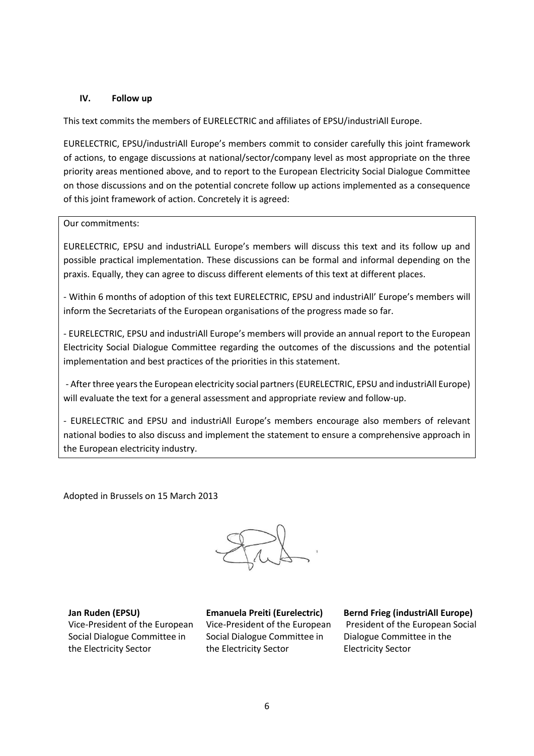## IV. Follow up

This text commits the members of EURELECTRIC and affiliates of EPSU/industriAll Europe.

EURELECTRIC, EPSU/industriAll Europe's members commit to consider carefully this joint framework of actions, to engage discussions at national/sector/company level as most appropriate on the three priority areas mentioned above, and to report to the European Electricity Social Dialogue Committee on those discussions and on the potential concrete follow up actions implemented as a consequence of this joint framework of action. Concretely it is agreed:

Our commitments:

EURELECTRIC, EPSU and industriALL Europe's members will discuss this text and its follow up and possible practical implementation. These discussions can be formal and informal depending on the praxis. Equally, they can agree to discuss different elements of this text at different places.

- Within 6 months of adoption of this text EURELECTRIC, EPSU and industriAll' Europe's members will inform the Secretariats of the European organisations of the progress made so far.
- EURELECTRIC, EPSU and industriAll Europe's members will provide an annual report to the European Electricity Social Dialogue Committee regarding the outcomes of the discussions and the potential implementation and best practices of the priorities in this statement.
- After three years the European electricity social partners (EURELECTRIC, EPSU and industriAll Europe) will evaluate the text for a general assessment and appropriate review and follow-up.
- EURELECTRIC and EPSU and industriAll Europe's members encourage also members of relevant national bodies to also discuss and implement the statement to ensure a comprehensive approach in the European electricity industry.

Adopted in Brussels on 15 March 2013

**Jan Ruden (EPSU)**
Vice-President of the European Social Dialogue Committee in the Electricity Sector

**Emanuela Preiti (Eurelectric)**
Vice-President of the European Social Dialogue Committee in the Electricity Sector

**Bernd Frieg (industriAll Europe)**
President of the European Social Dialogue Committee in the Electricity Sector